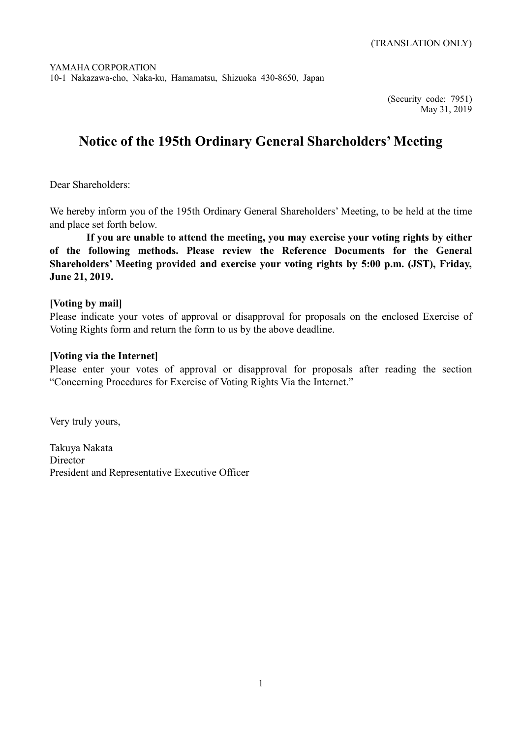(TRANSLATION ONLY)

YAMAHA CORPORATION
10-1 Nakazawa-cho, Naka-ku, Hamamatsu, Shizuoka 430-8650, Japan

(Security code: 7951)
May 31, 2019

# Notice of the 195th Ordinary General Shareholders' Meeting

Dear Shareholders:

We hereby inform you of the 195th Ordinary General Shareholders' Meeting, to be held at the time and place set forth below.

**If you are unable to attend the meeting, you may exercise your voting rights by either of the following methods. Please review the Reference Documents for the General Shareholders' Meeting provided and exercise your voting rights by 5:00 p.m. (JST), Friday, June 21, 2019.**

**[Voting by mail]**
Please indicate your votes of approval or disapproval for proposals on the enclosed Exercise of Voting Rights form and return the form to us by the above deadline.

**[Voting via the Internet]**
Please enter your votes of approval or disapproval for proposals after reading the section "Concerning Procedures for Exercise of Voting Rights Via the Internet."

Very truly yours,

Takuya Nakata
Director
President and Representative Executive Officer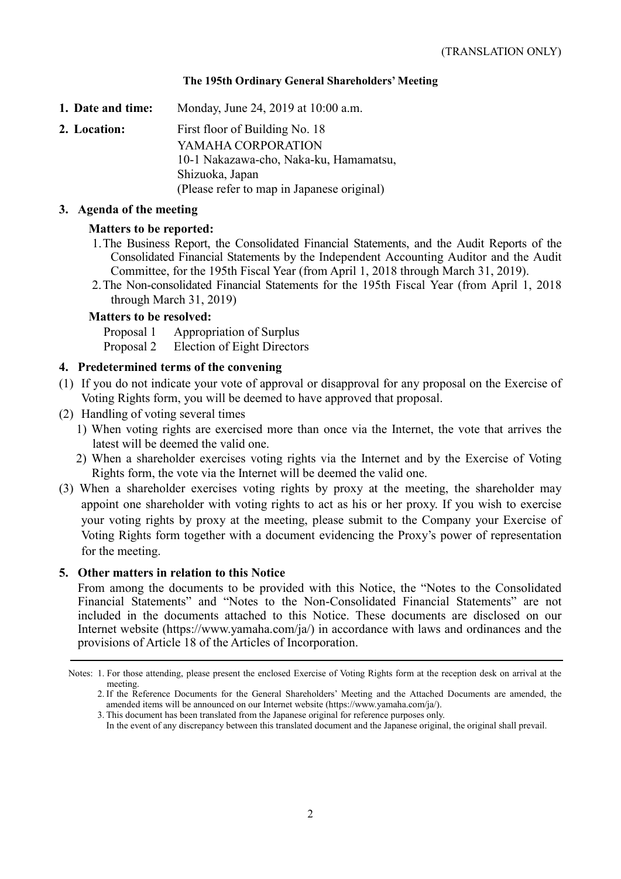(TRANSLATION ONLY)

## The 195th Ordinary General Shareholders' Meeting

**1. Date and time:** Monday, June 24, 2019 at 10:00 a.m.

**2. Location:** First floor of Building No. 18
YAMAHA CORPORATION
10-1 Nakazawa-cho, Naka-ku, Hamamatsu,
Shizuoka, Japan
(Please refer to map in Japanese original)

**3. Agenda of the meeting**

**Matters to be reported:**

1. The Business Report, the Consolidated Financial Statements, and the Audit Reports of the Consolidated Financial Statements by the Independent Accounting Auditor and the Audit Committee, for the 195th Fiscal Year (from April 1, 2018 through March 31, 2019).
2. The Non-consolidated Financial Statements for the 195th Fiscal Year (from April 1, 2018 through March 31, 2019)

**Matters to be resolved:**

Proposal 1 Appropriation of Surplus
Proposal 2 Election of Eight Directors

**4. Predetermined terms of the convening**

(1) If you do not indicate your vote of approval or disapproval for any proposal on the Exercise of Voting Rights form, you will be deemed to have approved that proposal.

(2) Handling of voting several times
1) When voting rights are exercised more than once via the Internet, the vote that arrives the latest will be deemed the valid one.
2) When a shareholder exercises voting rights via the Internet and by the Exercise of Voting Rights form, the vote via the Internet will be deemed the valid one.

(3) When a shareholder exercises voting rights by proxy at the meeting, the shareholder may appoint one shareholder with voting rights to act as his or her proxy. If you wish to exercise your voting rights by proxy at the meeting, please submit to the Company your Exercise of Voting Rights form together with a document evidencing the Proxy's power of representation for the meeting.

**5. Other matters in relation to this Notice**

From among the documents to be provided with this Notice, the "Notes to the Consolidated Financial Statements" and "Notes to the Non-Consolidated Financial Statements" are not included in the documents attached to this Notice. These documents are disclosed on our Internet website (https://www.yamaha.com/ja/) in accordance with laws and ordinances and the provisions of Article 18 of the Articles of Incorporation.

---

Notes: 1. For those attending, please present the enclosed Exercise of Voting Rights form at the reception desk on arrival at the meeting.
2. If the Reference Documents for the General Shareholders' Meeting and the Attached Documents are amended, the amended items will be announced on our Internet website (https://www.yamaha.com/ja/).
3. This document has been translated from the Japanese original for reference purposes only.
In the event of any discrepancy between this translated document and the Japanese original, the original shall prevail.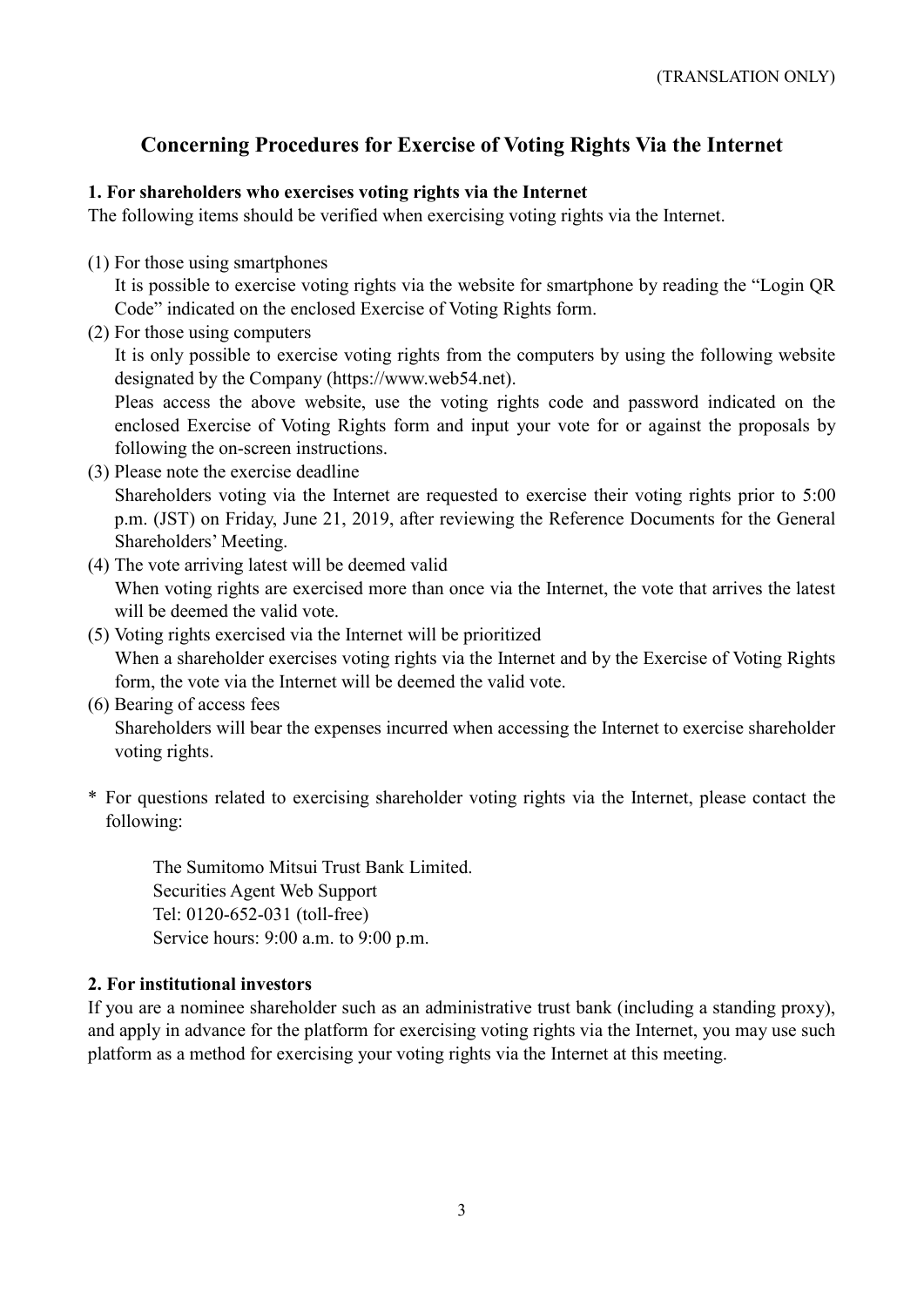(TRANSLATION ONLY)

# Concerning Procedures for Exercise of Voting Rights Via the Internet

**1. For shareholders who exercises voting rights via the Internet**

The following items should be verified when exercising voting rights via the Internet.

(1) For those using smartphones

It is possible to exercise voting rights via the website for smartphone by reading the "Login QR Code" indicated on the enclosed Exercise of Voting Rights form.

(2) For those using computers

It is only possible to exercise voting rights from the computers by using the following website designated by the Company (https://www.web54.net).

Pleas access the above website, use the voting rights code and password indicated on the enclosed Exercise of Voting Rights form and input your vote for or against the proposals by following the on-screen instructions.

(3) Please note the exercise deadline

Shareholders voting via the Internet are requested to exercise their voting rights prior to 5:00 p.m. (JST) on Friday, June 21, 2019, after reviewing the Reference Documents for the General Shareholders' Meeting.

(4) The vote arriving latest will be deemed valid

When voting rights are exercised more than once via the Internet, the vote that arrives the latest will be deemed the valid vote.

(5) Voting rights exercised via the Internet will be prioritized

When a shareholder exercises voting rights via the Internet and by the Exercise of Voting Rights form, the vote via the Internet will be deemed the valid vote.

(6) Bearing of access fees

Shareholders will bear the expenses incurred when accessing the Internet to exercise shareholder voting rights.

\* For questions related to exercising shareholder voting rights via the Internet, please contact the following:

The Sumitomo Mitsui Trust Bank Limited.
Securities Agent Web Support
Tel: 0120-652-031 (toll-free)
Service hours: 9:00 a.m. to 9:00 p.m.

**2. For institutional investors**

If you are a nominee shareholder such as an administrative trust bank (including a standing proxy), and apply in advance for the platform for exercising voting rights via the Internet, you may use such platform as a method for exercising your voting rights via the Internet at this meeting.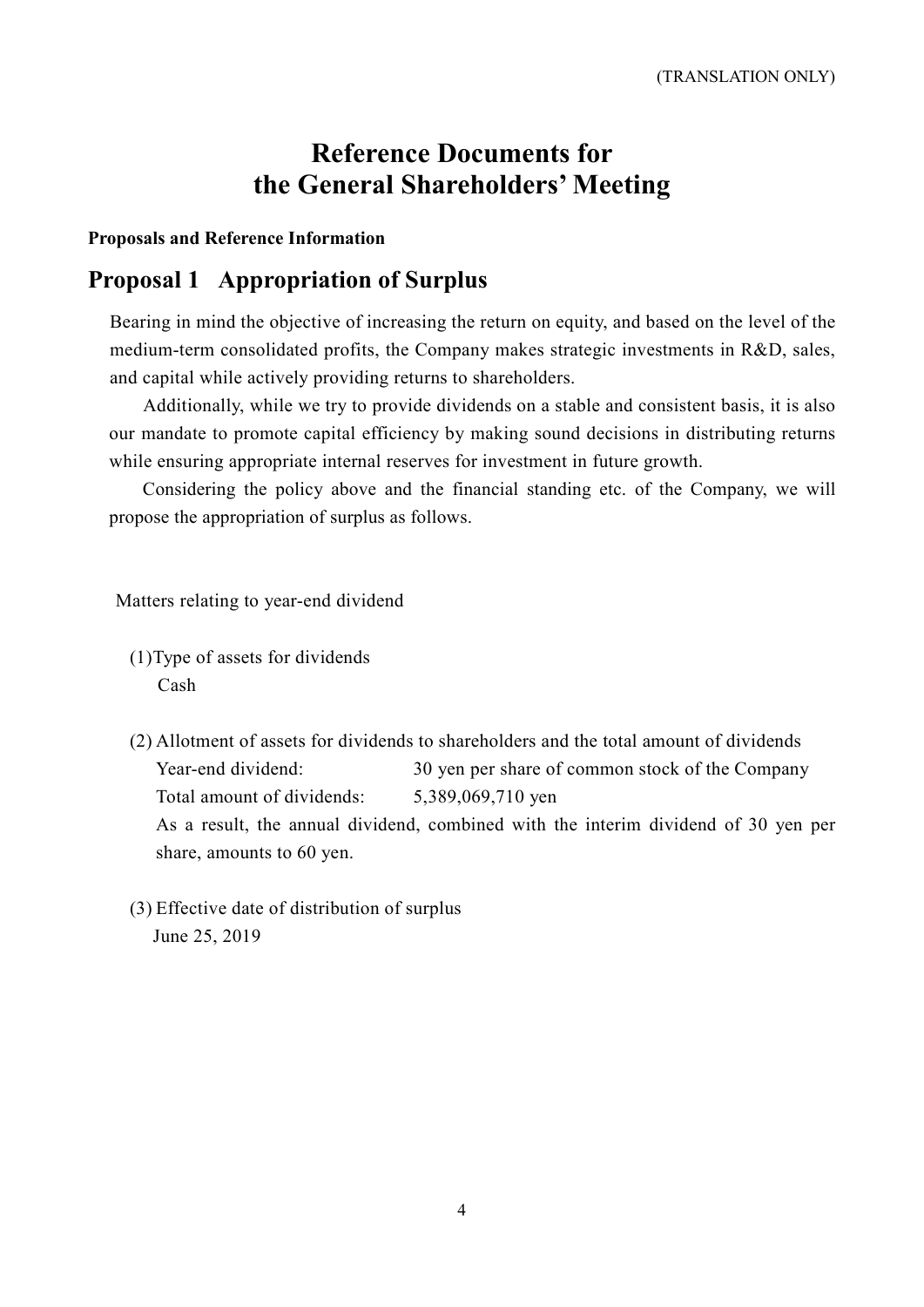(TRANSLATION ONLY)

# Reference Documents for the General Shareholders' Meeting

**Proposals and Reference Information**

## Proposal 1 Appropriation of Surplus

Bearing in mind the objective of increasing the return on equity, and based on the level of the medium-term consolidated profits, the Company makes strategic investments in R&D, sales, and capital while actively providing returns to shareholders.

Additionally, while we try to provide dividends on a stable and consistent basis, it is also our mandate to promote capital efficiency by making sound decisions in distributing returns while ensuring appropriate internal reserves for investment in future growth.

Considering the policy above and the financial standing etc. of the Company, we will propose the appropriation of surplus as follows.

Matters relating to year-end dividend

(1) Type of assets for dividends

Cash

(2) Allotment of assets for dividends to shareholders and the total amount of dividends

Year-end dividend: 30 yen per share of common stock of the Company

Total amount of dividends: 5,389,069,710 yen

As a result, the annual dividend, combined with the interim dividend of 30 yen per share, amounts to 60 yen.

(3) Effective date of distribution of surplus

June 25, 2019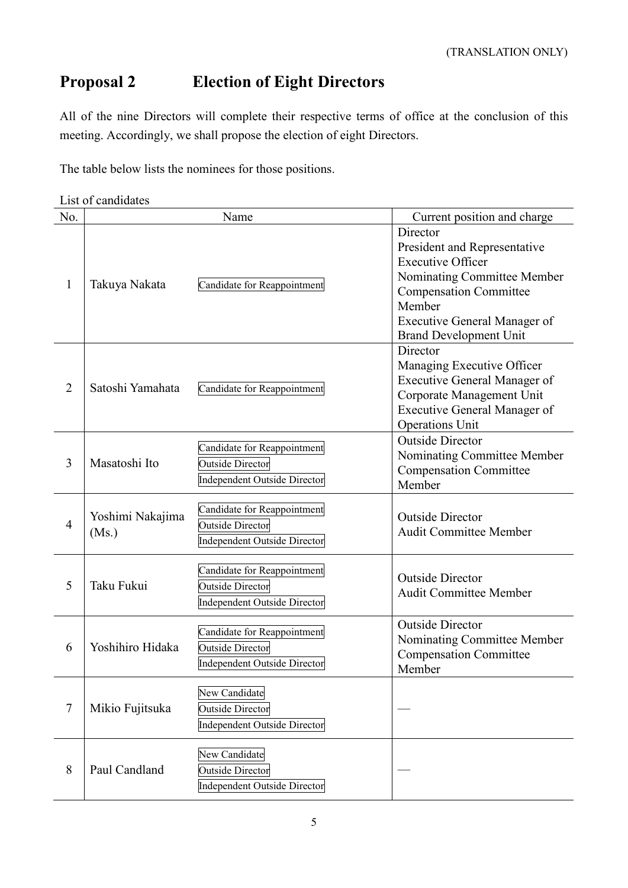(TRANSLATION ONLY)

## Proposal 2 Election of Eight Directors

All of the nine Directors will complete their respective terms of office at the conclusion of this meeting. Accordingly, we shall propose the election of eight Directors.

The table below lists the nominees for those positions.

List of candidates

| No. | Name | | Current position and charge |
|---|---|---|---|
| 1 | Takuya Nakata | Candidate for Reappointment | Director<br>President and Representative Executive Officer<br>Nominating Committee Member<br>Compensation Committee Member<br>Executive General Manager of Brand Development Unit |
| 2 | Satoshi Yamahata | Candidate for Reappointment | Director<br>Managing Executive Officer<br>Executive General Manager of Corporate Management Unit<br>Executive General Manager of Operations Unit |
| 3 | Masatoshi Ito | Candidate for Reappointment<br>Outside Director<br>Independent Outside Director | Outside Director<br>Nominating Committee Member<br>Compensation Committee Member |
| 4 | Yoshimi Nakajima (Ms.) | Candidate for Reappointment<br>Outside Director<br>Independent Outside Director | Outside Director<br>Audit Committee Member |
| 5 | Taku Fukui | Candidate for Reappointment<br>Outside Director<br>Independent Outside Director | Outside Director<br>Audit Committee Member |
| 6 | Yoshihiro Hidaka | Candidate for Reappointment<br>Outside Director<br>Independent Outside Director | Outside Director<br>Nominating Committee Member<br>Compensation Committee Member |
| 7 | Mikio Fujitsuka | New Candidate<br>Outside Director<br>Independent Outside Director | — |
| 8 | Paul Candland | New Candidate<br>Outside Director<br>Independent Outside Director | — |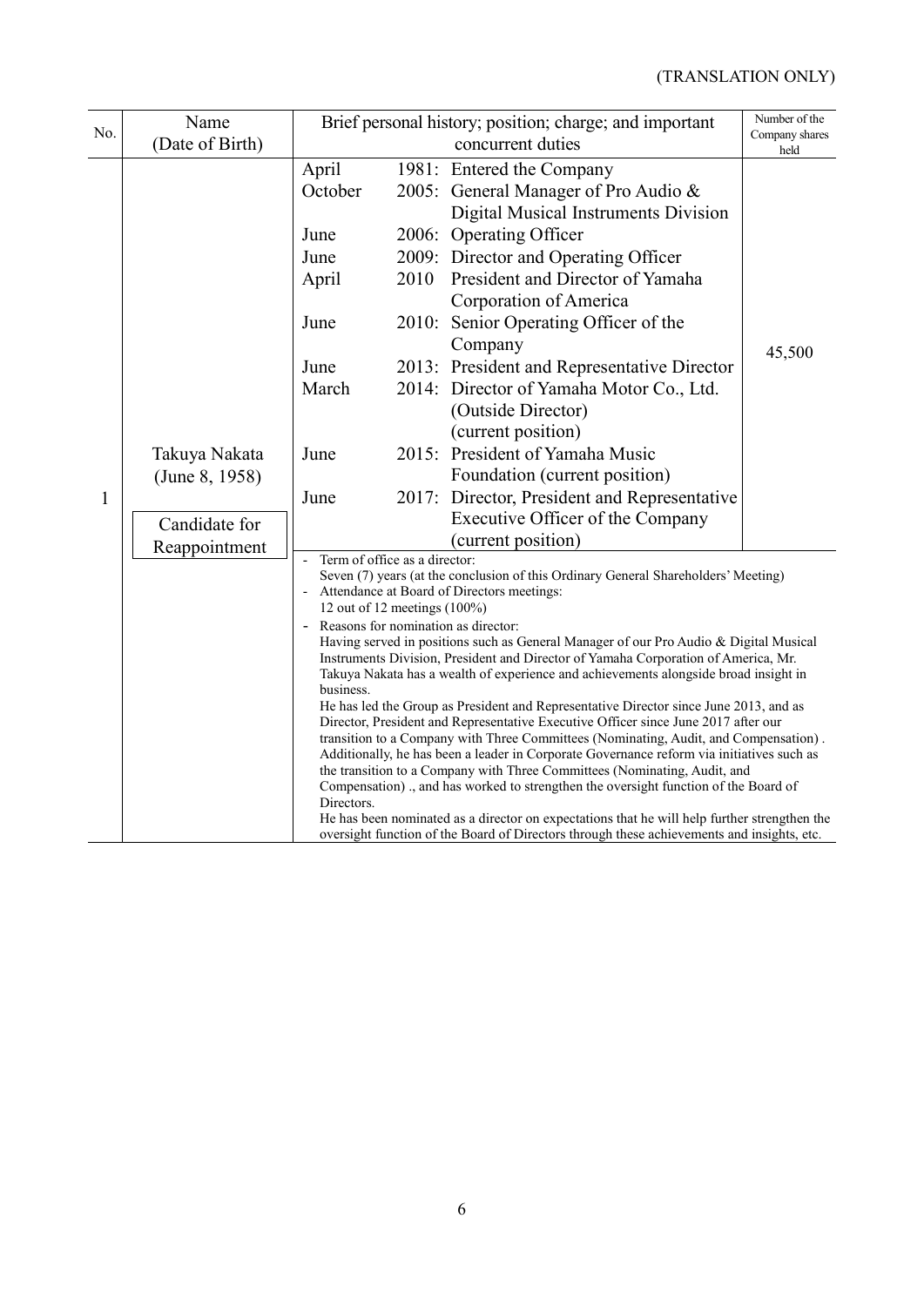(TRANSLATION ONLY)

| No. | Name (Date of Birth) | Brief personal history; position; charge; and important concurrent duties | Number of the Company shares held |
|---|---|---|---|
| 1 | Takuya Nakata (June 8, 1958)<br><br>Candidate for Reappointment | April 1981: Entered the Company<br>October 2005: General Manager of Pro Audio & Digital Musical Instruments Division<br>June 2006: Operating Officer<br>June 2009: Director and Operating Officer<br>April 2010 President and Director of Yamaha Corporation of America<br>June 2010: Senior Operating Officer of the Company<br>June 2013: President and Representative Director<br>March 2014: Director of Yamaha Motor Co., Ltd. (Outside Director) (current position)<br>June 2015: President of Yamaha Music Foundation (current position)<br>June 2017: Director, President and Representative Executive Officer of the Company (current position) | 45,500 |
| | | - Term of office as a director:<br>Seven (7) years (at the conclusion of this Ordinary General Shareholders' Meeting)<br>- Attendance at Board of Directors meetings:<br>12 out of 12 meetings (100%)<br>- Reasons for nomination as director:<br>Having served in positions such as General Manager of our Pro Audio & Digital Musical Instruments Division, President and Director of Yamaha Corporation of America, Mr. Takuya Nakata has a wealth of experience and achievements alongside broad insight in business.<br>He has led the Group as President and Representative Director since June 2013, and as Director, President and Representative Executive Officer since June 2017 after our transition to a Company with Three Committees (Nominating, Audit, and Compensation) . Additionally, he has been a leader in Corporate Governance reform via initiatives such as the transition to a Company with Three Committees (Nominating, Audit, and Compensation) ., and has worked to strengthen the oversight function of the Board of Directors.<br>He has been nominated as a director on expectations that he will help further strengthen the oversight function of the Board of Directors through these achievements and insights, etc. | |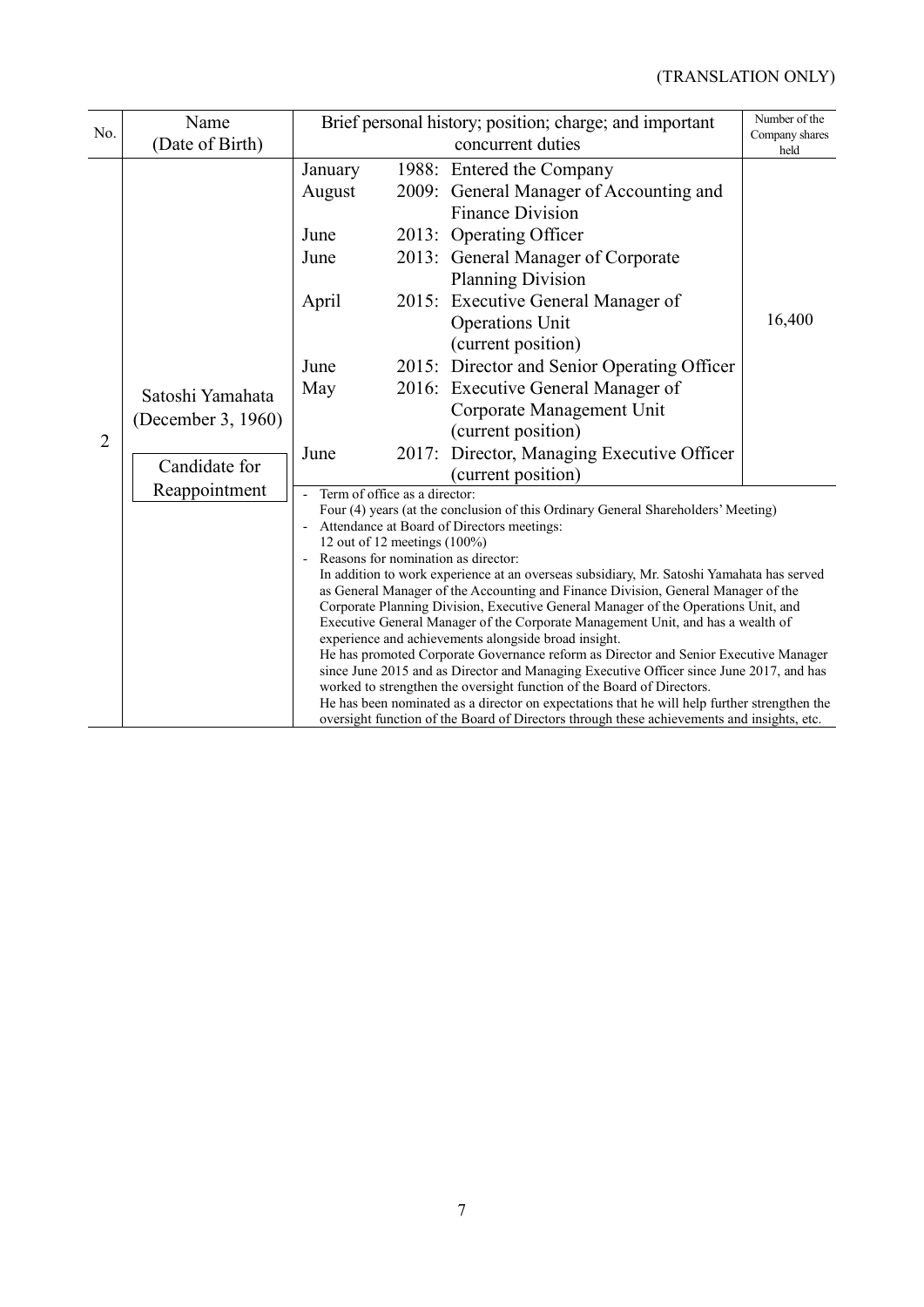(TRANSLATION ONLY)

| No. | Name (Date of Birth) | Brief personal history; position; charge; and important concurrent duties | Number of the Company shares held |
|---|---|---|---|
| 2 | Satoshi Yamahata (December 3, 1960)<br><br>Candidate for Reappointment | January 1988: Entered the Company<br>August 2009: General Manager of Accounting and Finance Division<br>June 2013: Operating Officer<br>June 2013: General Manager of Corporate Planning Division<br>April 2015: Executive General Manager of Operations Unit (current position)<br>June 2015: Director and Senior Operating Officer<br>May 2016: Executive General Manager of Corporate Management Unit (current position)<br>June 2017: Director, Managing Executive Officer (current position) | 16,400 |
| | | - Term of office as a director:<br>Four (4) years (at the conclusion of this Ordinary General Shareholders' Meeting)<br>- Attendance at Board of Directors meetings:<br>12 out of 12 meetings (100%)<br>- Reasons for nomination as director:<br>In addition to work experience at an overseas subsidiary, Mr. Satoshi Yamahata has served as General Manager of the Accounting and Finance Division, General Manager of the Corporate Planning Division, Executive General Manager of the Operations Unit, and Executive General Manager of the Corporate Management Unit, and has a wealth of experience and achievements alongside broad insight.<br>He has promoted Corporate Governance reform as Director and Senior Executive Manager since June 2015 and as Director and Managing Executive Officer since June 2017, and has worked to strengthen the oversight function of the Board of Directors.<br>He has been nominated as a director on expectations that he will help further strengthen the oversight function of the Board of Directors through these achievements and insights, etc. | |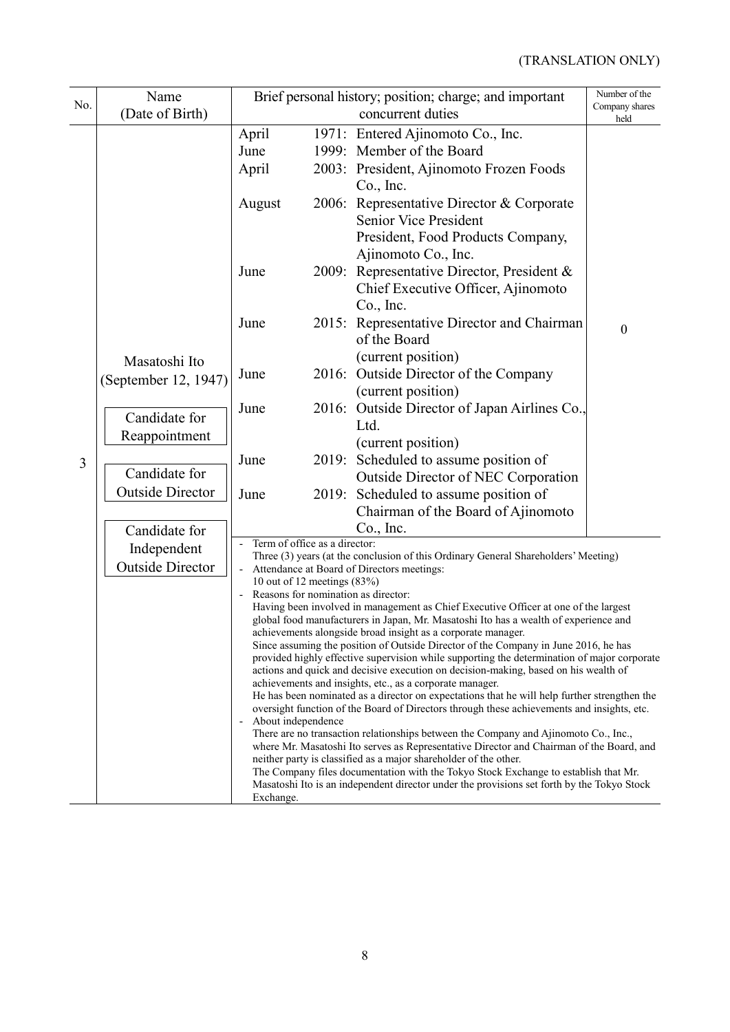(TRANSLATION ONLY)

| No. | Name (Date of Birth) | Brief personal history; position; charge; and important concurrent duties | Number of the Company shares held |
|---|---|---|---|
| 3 | Masatoshi Ito (September 12, 1947)<br><br>Candidate for Reappointment<br><br>Candidate for Outside Director<br><br>Candidate for Independent Outside Director | April 1971: Entered Ajinomoto Co., Inc.<br>June 1999: Member of the Board<br>April 2003: President, Ajinomoto Frozen Foods Co., Inc.<br>August 2006: Representative Director & Corporate Senior Vice President<br>President, Food Products Company, Ajinomoto Co., Inc.<br>June 2009: Representative Director, President & Chief Executive Officer, Ajinomoto Co., Inc.<br>June 2015: Representative Director and Chairman of the Board (current position)<br>June 2016: Outside Director of the Company (current position)<br>June 2016: Outside Director of Japan Airlines Co., Ltd. (current position)<br>June 2019: Scheduled to assume position of Outside Director of NEC Corporation<br>June 2019: Scheduled to assume position of Chairman of the Board of Ajinomoto Co., Inc. | 0 |
| | | - Term of office as a director:<br>Three (3) years (at the conclusion of this Ordinary General Shareholders' Meeting)<br>- Attendance at Board of Directors meetings:<br>10 out of 12 meetings (83%)<br>- Reasons for nomination as director:<br>Having been involved in management as Chief Executive Officer at one of the largest global food manufacturers in Japan, Mr. Masatoshi Ito has a wealth of experience and achievements alongside broad insight as a corporate manager.<br>Since assuming the position of Outside Director of the Company in June 2016, he has provided highly effective supervision while supporting the determination of major corporate actions and quick and decisive execution on decision-making, based on his wealth of achievements and insights, etc., as a corporate manager.<br>He has been nominated as a director on expectations that he will help further strengthen the oversight function of the Board of Directors through these achievements and insights, etc.<br>- About independence<br>There are no transaction relationships between the Company and Ajinomoto Co., Inc., where Mr. Masatoshi Ito serves as Representative Director and Chairman of the Board, and neither party is classified as a major shareholder of the other.<br>The Company files documentation with the Tokyo Stock Exchange to establish that Mr. Masatoshi Ito is an independent director under the provisions set forth by the Tokyo Stock Exchange. | |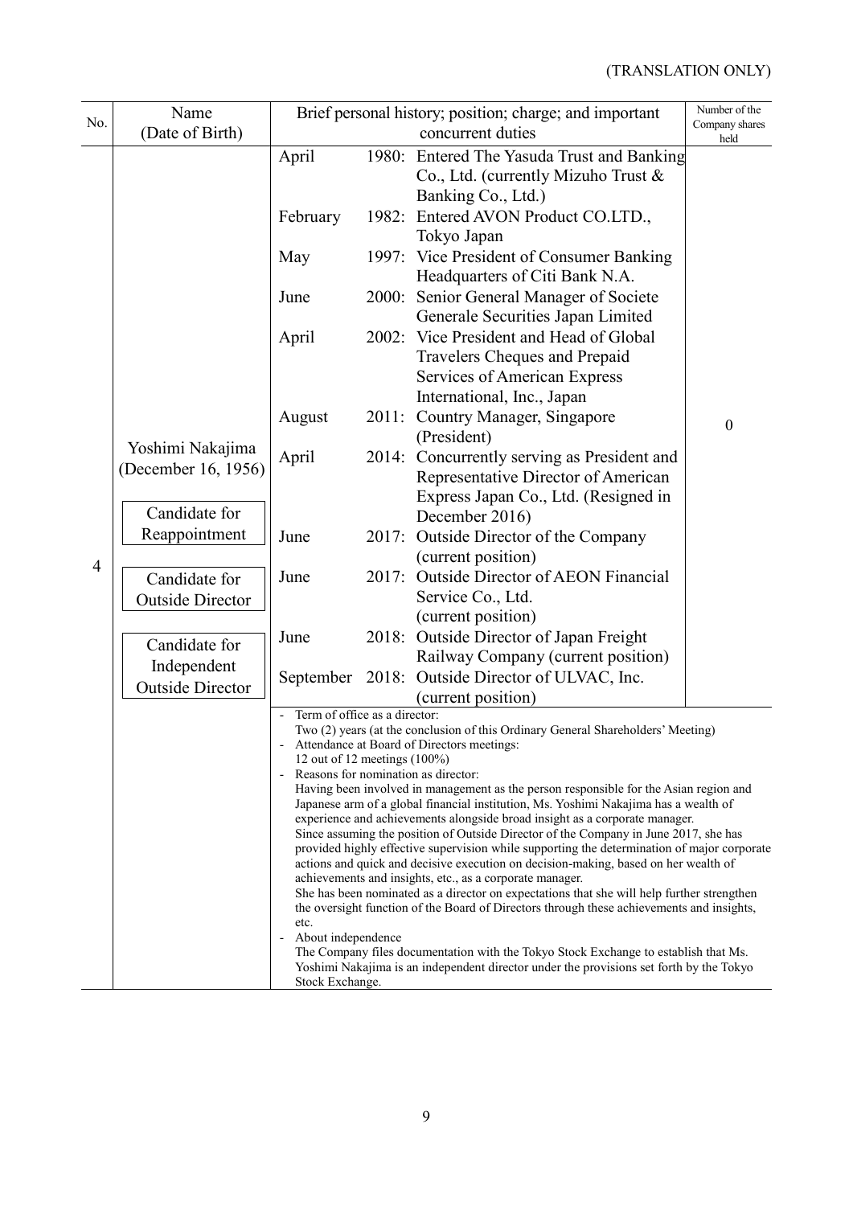(TRANSLATION ONLY)

| No. | Name (Date of Birth) | Brief personal history; position; charge; and important concurrent duties | Number of the Company shares held |
|---|---|---|---|
| 4 | Yoshimi Nakajima (December 16, 1956)<br><br>Candidate for Reappointment<br><br>Candidate for Outside Director<br><br>Candidate for Independent Outside Director | April 1980: Entered The Yasuda Trust and Banking Co., Ltd. (currently Mizuho Trust & Banking Co., Ltd.)<br>February 1982: Entered AVON Product CO.LTD., Tokyo Japan<br>May 1997: Vice President of Consumer Banking Headquarters of Citi Bank N.A.<br>June 2000: Senior General Manager of Societe Generale Securities Japan Limited<br>April 2002: Vice President and Head of Global Travelers Cheques and Prepaid Services of American Express International, Inc., Japan<br>August 2011: Country Manager, Singapore (President)<br>April 2014: Concurrently serving as President and Representative Director of American Express Japan Co., Ltd. (Resigned in December 2016)<br>June 2017: Outside Director of the Company (current position)<br>June 2017: Outside Director of AEON Financial Service Co., Ltd. (current position)<br>June 2018: Outside Director of Japan Freight Railway Company (current position)<br>September 2018: Outside Director of ULVAC, Inc. (current position) | 0 |
| | | - Term of office as a director:<br>Two (2) years (at the conclusion of this Ordinary General Shareholders' Meeting)<br>- Attendance at Board of Directors meetings:<br>12 out of 12 meetings (100%)<br>- Reasons for nomination as director:<br>Having been involved in management as the person responsible for the Asian region and Japanese arm of a global financial institution, Ms. Yoshimi Nakajima has a wealth of experience and achievements alongside broad insight as a corporate manager.<br>Since assuming the position of Outside Director of the Company in June 2017, she has provided highly effective supervision while supporting the determination of major corporate actions and quick and decisive execution on decision-making, based on her wealth of achievements and insights, etc., as a corporate manager.<br>She has been nominated as a director on expectations that she will help further strengthen the oversight function of the Board of Directors through these achievements and insights, etc.<br>- About independence<br>The Company files documentation with the Tokyo Stock Exchange to establish that Ms. Yoshimi Nakajima is an independent director under the provisions set forth by the Tokyo Stock Exchange. | |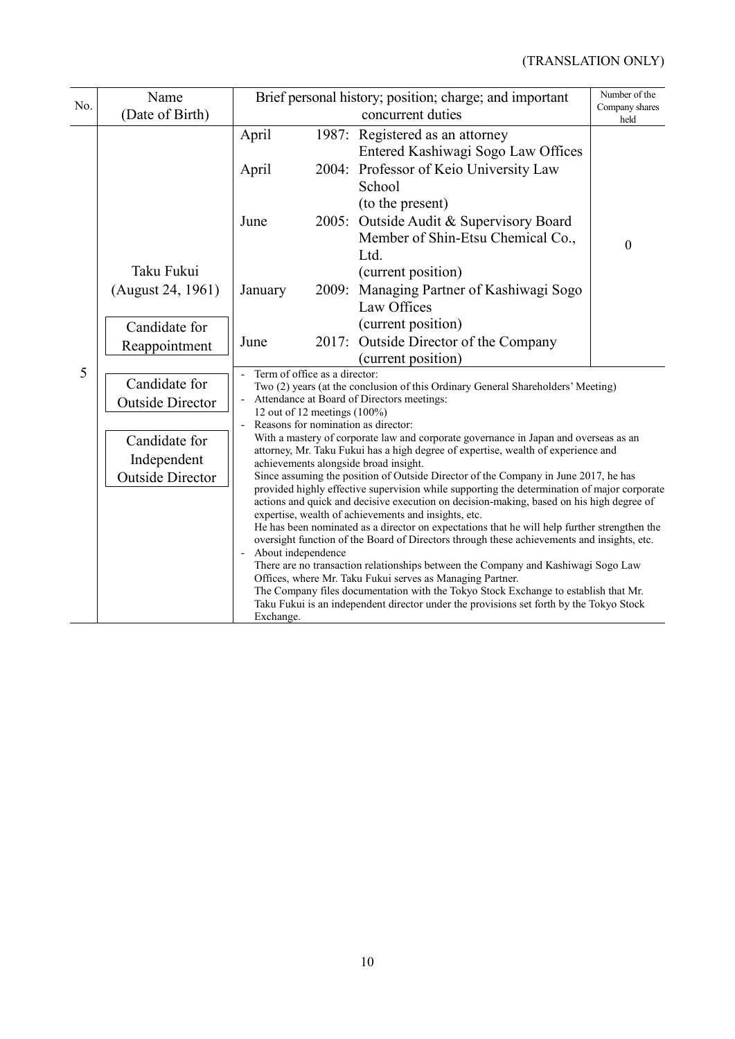(TRANSLATION ONLY)

| No. | Name (Date of Birth) | Brief personal history; position; charge; and important concurrent duties | Number of the Company shares held |
|---|---|---|---|
| 5 | Taku Fukui (August 24, 1961)<br><br>Candidate for Reappointment<br><br>Candidate for Outside Director<br><br>Candidate for Independent Outside Director | April 1987: Registered as an attorney<br>Entered Kashiwagi Sogo Law Offices<br>April 2004: Professor of Keio University Law School (to the present)<br>June 2005: Outside Audit & Supervisory Board Member of Shin-Etsu Chemical Co., Ltd. (current position)<br>January 2009: Managing Partner of Kashiwagi Sogo Law Offices (current position)<br>June 2017: Outside Director of the Company (current position) | 0 |
| | | - Term of office as a director:<br>Two (2) years (at the conclusion of this Ordinary General Shareholders' Meeting)<br>- Attendance at Board of Directors meetings:<br>12 out of 12 meetings (100%)<br>- Reasons for nomination as director:<br>With a mastery of corporate law and corporate governance in Japan and overseas as an attorney, Mr. Taku Fukui has a high degree of expertise, wealth of experience and achievements alongside broad insight.<br>Since assuming the position of Outside Director of the Company in June 2017, he has provided highly effective supervision while supporting the determination of major corporate actions and quick and decisive execution on decision-making, based on his high degree of expertise, wealth of achievements and insights, etc.<br>He has been nominated as a director on expectations that he will help further strengthen the oversight function of the Board of Directors through these achievements and insights, etc.<br>- About independence<br>There are no transaction relationships between the Company and Kashiwagi Sogo Law Offices, where Mr. Taku Fukui serves as Managing Partner.<br>The Company files documentation with the Tokyo Stock Exchange to establish that Mr. Taku Fukui is an independent director under the provisions set forth by the Tokyo Stock Exchange. | |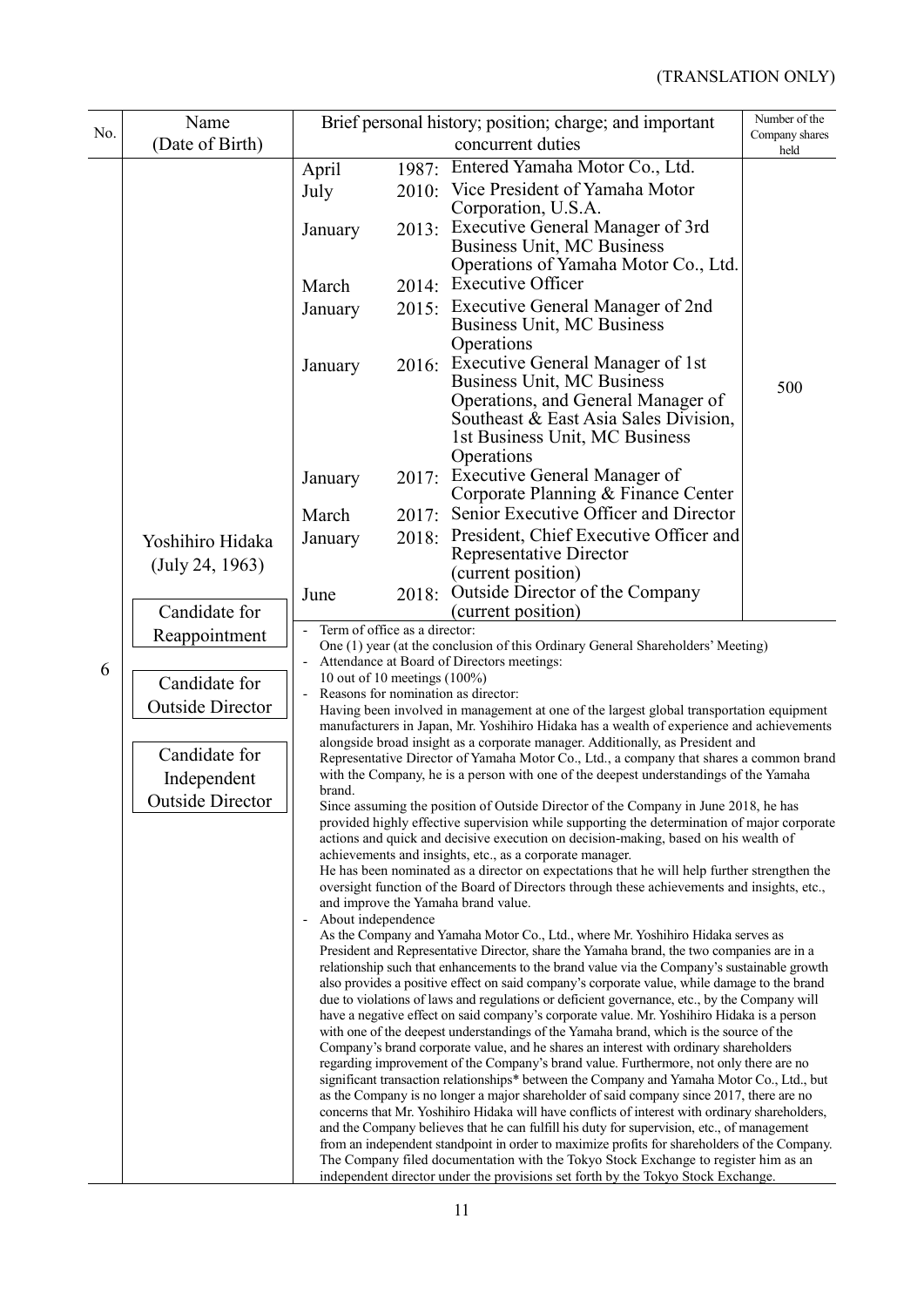(TRANSLATION ONLY)

| No. | Name (Date of Birth) | Brief personal history; position; charge; and important concurrent duties | Number of the Company shares held |
|---|---|---|---|
| 6 | Yoshihiro Hidaka (July 24, 1963)<br><br>Candidate for Reappointment<br><br>Candidate for Outside Director<br><br>Candidate for Independent Outside Director | April 1987: Entered Yamaha Motor Co., Ltd.<br>July 2010: Vice President of Yamaha Motor Corporation, U.S.A.<br>January 2013: Executive General Manager of 3rd Business Unit, MC Business Operations of Yamaha Motor Co., Ltd.<br>March 2014: Executive Officer<br>January 2015: Executive General Manager of 2nd Business Unit, MC Business Operations<br>January 2016: Executive General Manager of 1st Business Unit, MC Business Operations, and General Manager of Southeast & East Asia Sales Division, 1st Business Unit, MC Business Operations<br>January 2017: Executive General Manager of Corporate Planning & Finance Center<br>March 2017: Senior Executive Officer and Director<br>January 2018: President, Chief Executive Officer and Representative Director (current position)<br>June 2018: Outside Director of the Company (current position) | 500 |

- Term of office as a director:
  One (1) year (at the conclusion of this Ordinary General Shareholders' Meeting)
- Attendance at Board of Directors meetings:
  10 out of 10 meetings (100%)
- Reasons for nomination as director:
  Having been involved in management at one of the largest global transportation equipment manufacturers in Japan, Mr. Yoshihiro Hidaka has a wealth of experience and achievements alongside broad insight as a corporate manager. Additionally, as President and Representative Director of Yamaha Motor Co., Ltd., a company that shares a common brand with the Company, he is a person with one of the deepest understandings of the Yamaha brand.
  Since assuming the position of Outside Director of the Company in June 2018, he has provided highly effective supervision while supporting the determination of major corporate actions and quick and decisive execution on decision-making, based on his wealth of achievements and insights, etc., as a corporate manager.
  He has been nominated as a director on expectations that he will help further strengthen the oversight function of the Board of Directors through these achievements and insights, etc., and improve the Yamaha brand value.
- About independence
  As the Company and Yamaha Motor Co., Ltd., where Mr. Yoshihiro Hidaka serves as President and Representative Director, share the Yamaha brand, the two companies are in a relationship such that enhancements to the brand value via the Company's sustainable growth also provides a positive effect on said company's corporate value, while damage to the brand due to violations of laws and regulations or deficient governance, etc., by the Company will have a negative effect on said company's corporate value. Mr. Yoshihiro Hidaka is a person with one of the deepest understandings of the Yamaha brand, which is the source of the Company's brand corporate value, and he shares an interest with ordinary shareholders regarding improvement of the Company's brand value. Furthermore, not only there are no significant transaction relationships* between the Company and Yamaha Motor Co., Ltd., but as the Company is no longer a major shareholder of said company since 2017, there are no concerns that Mr. Yoshihiro Hidaka will have conflicts of interest with ordinary shareholders, and the Company believes that he can fulfill his duty for supervision, etc., of management from an independent standpoint in order to maximize profits for shareholders of the Company. The Company filed documentation with the Tokyo Stock Exchange to register him as an independent director under the provisions set forth by the Tokyo Stock Exchange.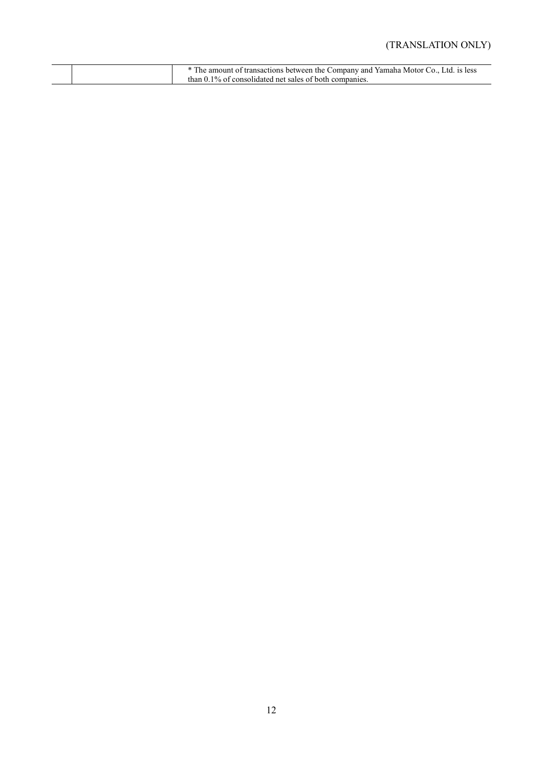|  |  | * The amount of transactions between the Company and Yamaha Motor Co., Ltd. is less than 0.1% of consolidated net sales of both companies. |
| --- | --- | --- |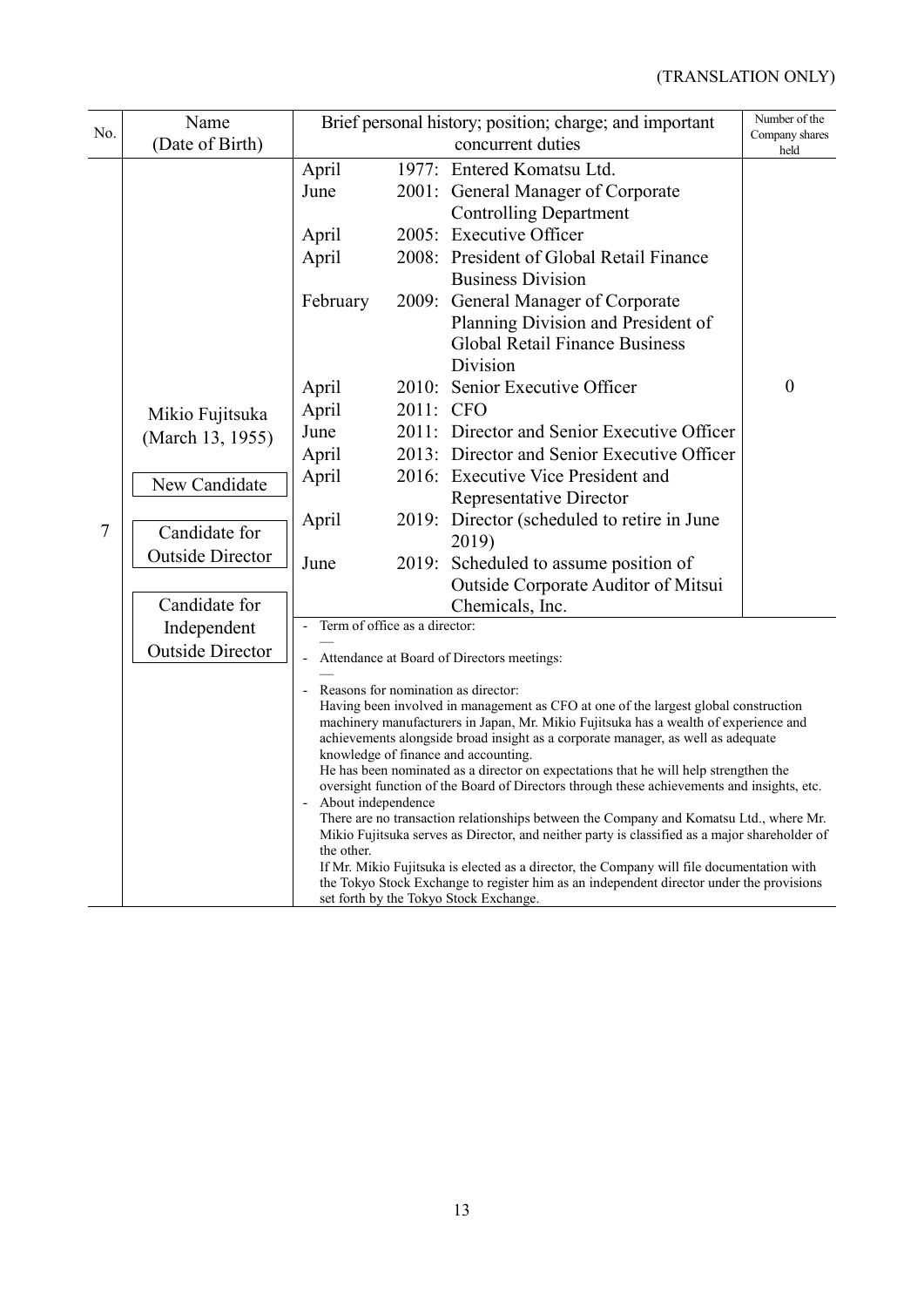(TRANSLATION ONLY)

| No. | Name (Date of Birth) | Brief personal history; position; charge; and important concurrent duties | Number of the Company shares held |
|---|---|---|---|
| 7 | Mikio Fujitsuka (March 13, 1955)<br><br>New Candidate<br><br>Candidate for Outside Director<br><br>Candidate for Independent Outside Director | April 1977: Entered Komatsu Ltd.<br>June 2001: General Manager of Corporate Controlling Department<br>April 2005: Executive Officer<br>April 2008: President of Global Retail Finance Business Division<br>February 2009: General Manager of Corporate Planning Division and President of Global Retail Finance Business Division<br>April 2010: Senior Executive Officer<br>April 2011: CFO<br>June 2011: Director and Senior Executive Officer<br>April 2013: Director and Senior Executive Officer<br>April 2016: Executive Vice President and Representative Director<br>April 2019: Director (scheduled to retire in June 2019)<br>June 2019: Scheduled to assume position of Outside Corporate Auditor of Mitsui Chemicals, Inc. | 0 |
| | | - Term of office as a director:<br>—<br>- Attendance at Board of Directors meetings:<br>—<br>- Reasons for nomination as director:<br>Having been involved in management as CFO at one of the largest global construction machinery manufacturers in Japan, Mr. Mikio Fujitsuka has a wealth of experience and achievements alongside broad insight as a corporate manager, as well as adequate knowledge of finance and accounting.<br>He has been nominated as a director on expectations that he will help strengthen the oversight function of the Board of Directors through these achievements and insights, etc.<br>- About independence<br>There are no transaction relationships between the Company and Komatsu Ltd., where Mr. Mikio Fujitsuka serves as Director, and neither party is classified as a major shareholder of the other.<br>If Mr. Mikio Fujitsuka is elected as a director, the Company will file documentation with the Tokyo Stock Exchange to register him as an independent director under the provisions set forth by the Tokyo Stock Exchange. | |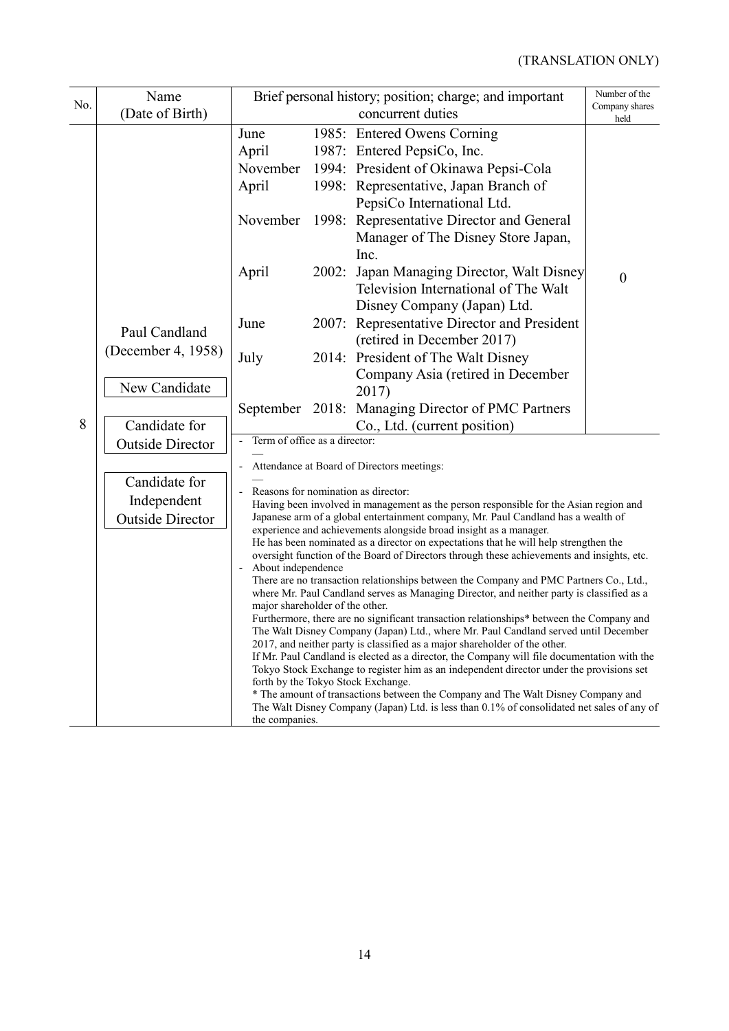(TRANSLATION ONLY)

| No. | Name (Date of Birth) | Brief personal history; position; charge; and important concurrent duties | Number of the Company shares held |
|---|---|---|---|
| 8 | Paul Candland (December 4, 1958)<br><br>New Candidate<br><br>Candidate for Outside Director<br><br>Candidate for Independent Outside Director | June 1985: Entered Owens Corning<br>April 1987: Entered PepsiCo, Inc.<br>November 1994: President of Okinawa Pepsi-Cola<br>April 1998: Representative, Japan Branch of PepsiCo International Ltd.<br>November 1998: Representative Director and General Manager of The Disney Store Japan, Inc.<br>April 2002: Japan Managing Director, Walt Disney Television International of The Walt Disney Company (Japan) Ltd.<br>June 2007: Representative Director and President (retired in December 2017)<br>July 2014: President of The Walt Disney Company Asia (retired in December 2017)<br>September 2018: Managing Director of PMC Partners Co., Ltd. (current position) | 0 |
| | | - Term of office as a director:<br>—<br>- Attendance at Board of Directors meetings:<br>—<br>- Reasons for nomination as director:<br>Having been involved in management as the person responsible for the Asian region and Japanese arm of a global entertainment company, Mr. Paul Candland has a wealth of experience and achievements alongside broad insight as a manager.<br>He has been nominated as a director on expectations that he will help strengthen the oversight function of the Board of Directors through these achievements and insights, etc.<br>- About independence<br>There are no transaction relationships between the Company and PMC Partners Co., Ltd., where Mr. Paul Candland serves as Managing Director, and neither party is classified as a major shareholder of the other.<br>Furthermore, there are no significant transaction relationships* between the Company and The Walt Disney Company (Japan) Ltd., where Mr. Paul Candland served until December 2017, and neither party is classified as a major shareholder of the other.<br>If Mr. Paul Candland is elected as a director, the Company will file documentation with the Tokyo Stock Exchange to register him as an independent director under the provisions set forth by the Tokyo Stock Exchange.<br>* The amount of transactions between the Company and The Walt Disney Company and The Walt Disney Company (Japan) Ltd. is less than 0.1% of consolidated net sales of any of the companies. | |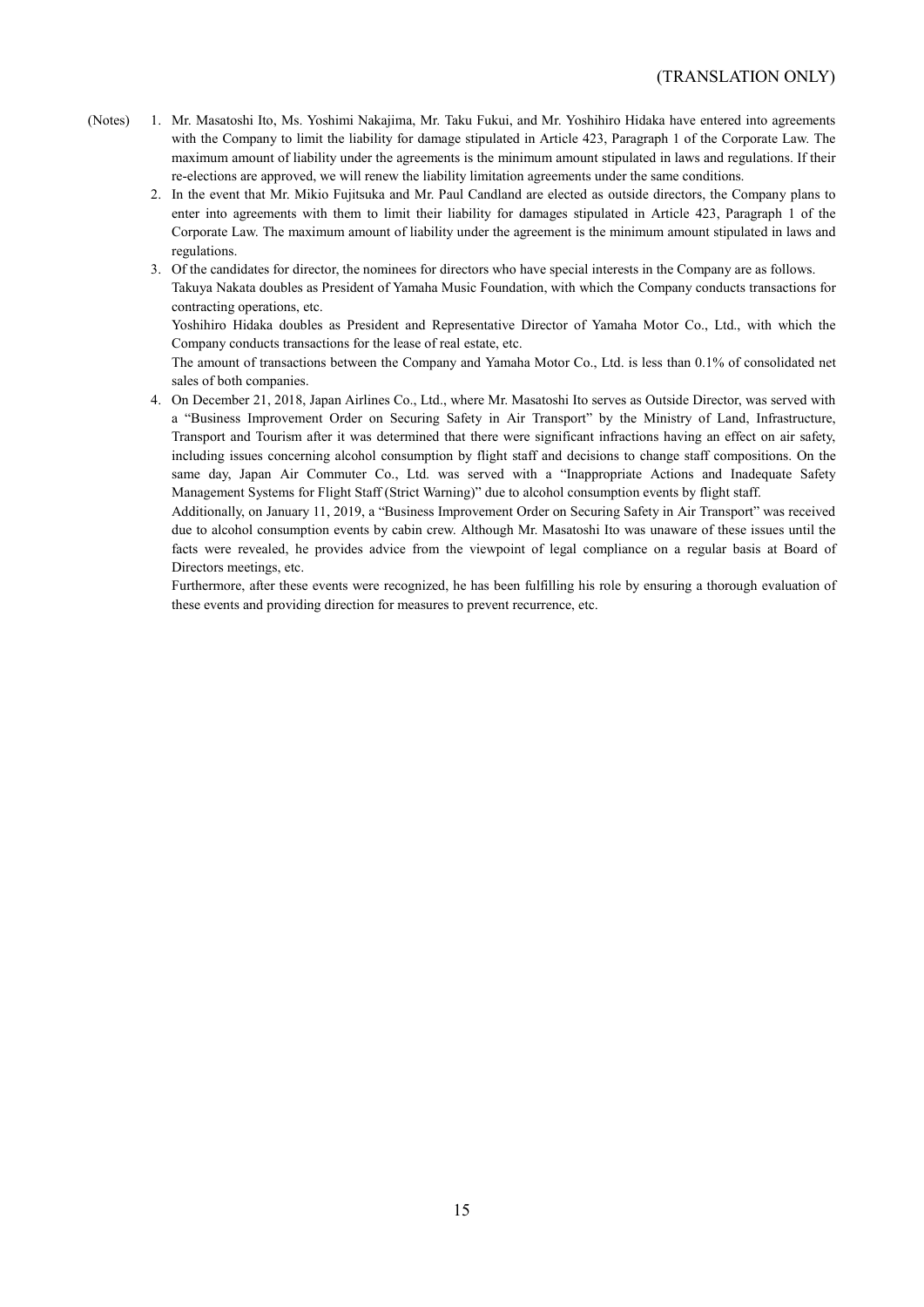(Notes)

1. Mr. Masatoshi Ito, Ms. Yoshimi Nakajima, Mr. Taku Fukui, and Mr. Yoshihiro Hidaka have entered into agreements with the Company to limit the liability for damage stipulated in Article 423, Paragraph 1 of the Corporate Law. The maximum amount of liability under the agreements is the minimum amount stipulated in laws and regulations. If their re-elections are approved, we will renew the liability limitation agreements under the same conditions.
2. In the event that Mr. Mikio Fujitsuka and Mr. Paul Candland are elected as outside directors, the Company plans to enter into agreements with them to limit their liability for damages stipulated in Article 423, Paragraph 1 of the Corporate Law. The maximum amount of liability under the agreement is the minimum amount stipulated in laws and regulations.
3. Of the candidates for director, the nominees for directors who have special interests in the Company are as follows.

   Takuya Nakata doubles as President of Yamaha Music Foundation, with which the Company conducts transactions for contracting operations, etc.

   Yoshihiro Hidaka doubles as President and Representative Director of Yamaha Motor Co., Ltd., with which the Company conducts transactions for the lease of real estate, etc.

   The amount of transactions between the Company and Yamaha Motor Co., Ltd. is less than 0.1% of consolidated net sales of both companies.
4. On December 21, 2018, Japan Airlines Co., Ltd., where Mr. Masatoshi Ito serves as Outside Director, was served with a "Business Improvement Order on Securing Safety in Air Transport" by the Ministry of Land, Infrastructure, Transport and Tourism after it was determined that there were significant infractions having an effect on air safety, including issues concerning alcohol consumption by flight staff and decisions to change staff compositions. On the same day, Japan Air Commuter Co., Ltd. was served with a "Inappropriate Actions and Inadequate Safety Management Systems for Flight Staff (Strict Warning)" due to alcohol consumption events by flight staff.

   Additionally, on January 11, 2019, a "Business Improvement Order on Securing Safety in Air Transport" was received due to alcohol consumption events by cabin crew. Although Mr. Masatoshi Ito was unaware of these issues until the facts were revealed, he provides advice from the viewpoint of legal compliance on a regular basis at Board of Directors meetings, etc.

   Furthermore, after these events were recognized, he has been fulfilling his role by ensuring a thorough evaluation of these events and providing direction for measures to prevent recurrence, etc.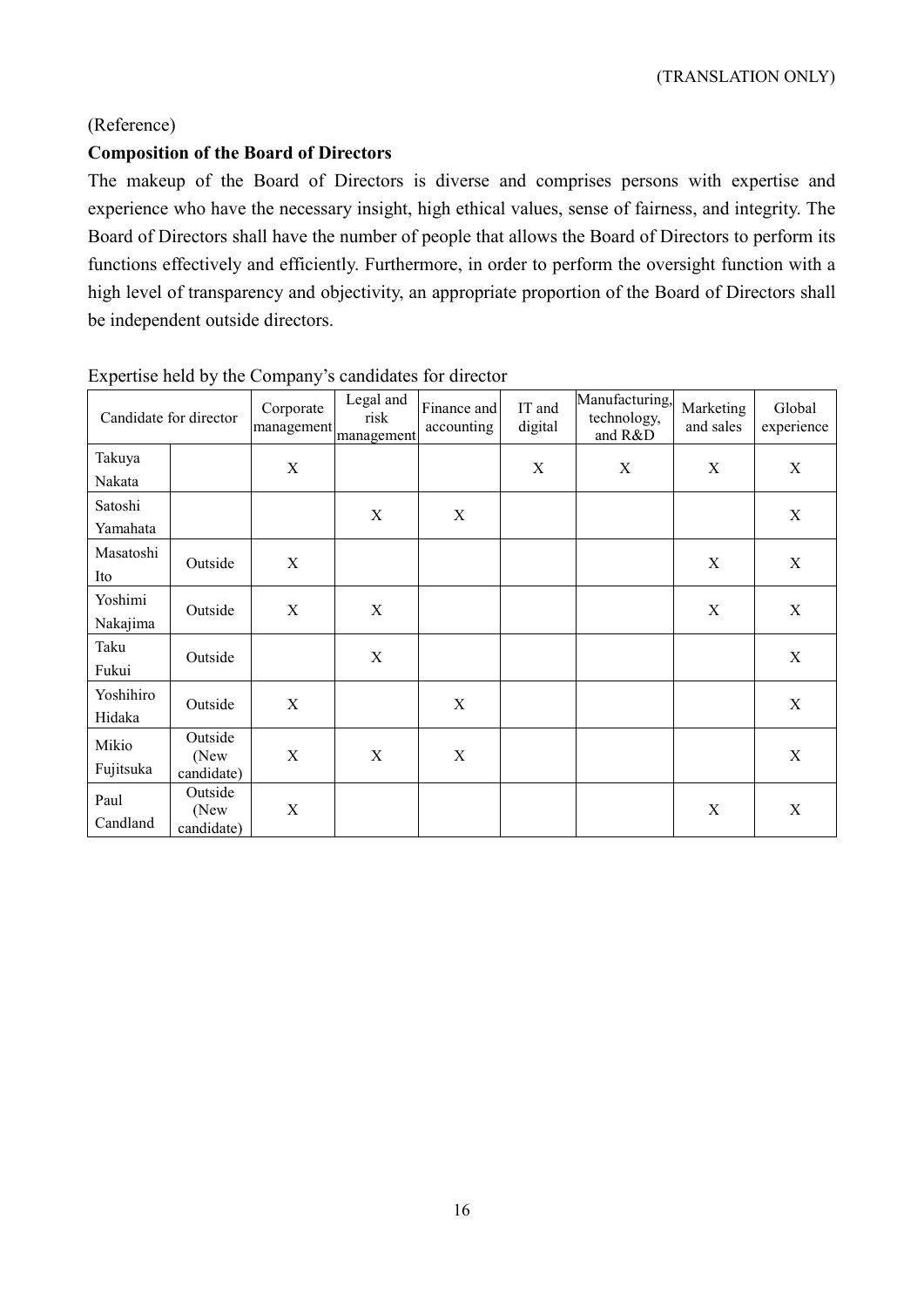(TRANSLATION ONLY)

(Reference)

**Composition of the Board of Directors**

The makeup of the Board of Directors is diverse and comprises persons with expertise and experience who have the necessary insight, high ethical values, sense of fairness, and integrity. The Board of Directors shall have the number of people that allows the Board of Directors to perform its functions effectively and efficiently. Furthermore, in order to perform the oversight function with a high level of transparency and objectivity, an appropriate proportion of the Board of Directors shall be independent outside directors.

Expertise held by the Company's candidates for director

| Candidate for director | | Corporate management | Legal and risk management | Finance and accounting | IT and digital | Manufacturing, technology, and R&D | Marketing and sales | Global experience |
|---|---|---|---|---|---|---|---|---|
| Takuya Nakata | | X | | | X | X | X | X |
| Satoshi Yamahata | | | X | X | | | | X |
| Masatoshi Ito | Outside | X | | | | | X | X |
| Yoshimi Nakajima | Outside | X | X | | | | X | X |
| Taku Fukui | Outside | | X | | | | | X |
| Yoshihiro Hidaka | Outside | X | | X | | | | X |
| Mikio Fujitsuka | Outside (New candidate) | X | X | X | | | | X |
| Paul Candland | Outside (New candidate) | X | | | | | X | X |